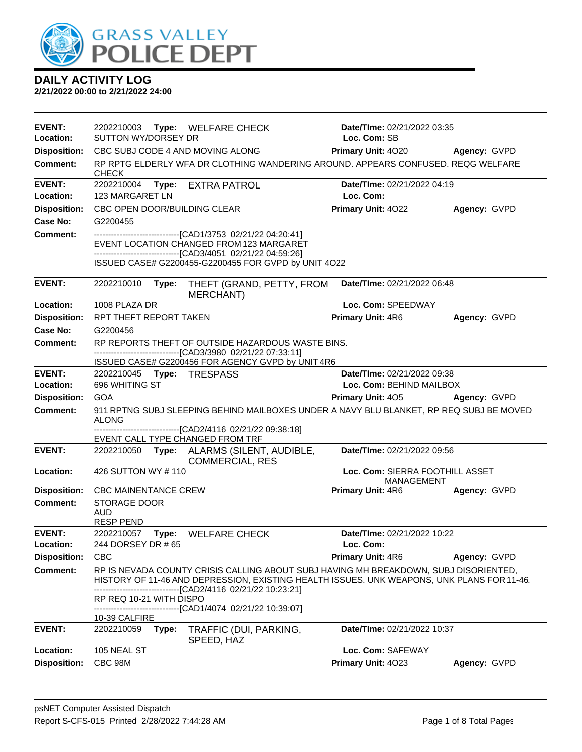# GRASS VALLEY POLICE DEPT

## DAILY ACTIVITY LOG

**2/21/2022 00:00 to 2/21/2022 24:00**

---

**EVENT:** 2202210003 **Type:** WELFARE CHECK **Date/TIme:** 02/21/2022 03:35
**Location:** SUTTON WY/DORSEY DR **Loc. Com:** SB
**Disposition:** CBC SUBJ CODE 4 AND MOVING ALONG **Primary Unit:** 4O20 **Agency:** GVPD
**Comment:** RP RPTG ELDERLY WFA DR CLOTHING WANDERING AROUND. APPEARS CONFUSED. REQG WELFARE CHECK

---

**EVENT:** 2202210004 **Type:** EXTRA PATROL **Date/TIme:** 02/21/2022 04:19
**Location:** 123 MARGARET LN **Loc. Com:**
**Disposition:** CBC OPEN DOOR/BUILDING CLEAR **Primary Unit:** 4O22 **Agency:** GVPD
**Case No:** G2200455
**Comment:** ------------------------------[CAD1/3753 02/21/22 04:20:41]
EVENT LOCATION CHANGED FROM 123 MARGARET
------------------------------[CAD3/4051 02/21/22 04:59:26]
ISSUED CASE# G2200455-G2200455 FOR GVPD by UNIT 4O22

---

**EVENT:** 2202210010 **Type:** THEFT (GRAND, PETTY, FROM MERCHANT) **Date/TIme:** 02/21/2022 06:48
**Location:** 1008 PLAZA DR **Loc. Com:** SPEEDWAY
**Disposition:** RPT THEFT REPORT TAKEN **Primary Unit:** 4R6 **Agency:** GVPD
**Case No:** G2200456
**Comment:** RP REPORTS THEFT OF OUTSIDE HAZARDOUS WASTE BINS.
------------------------------[CAD3/3980 02/21/22 07:33:11]
ISSUED CASE# G2200456 FOR AGENCY GVPD by UNIT 4R6

---

**EVENT:** 2202210045 **Type:** TRESPASS **Date/TIme:** 02/21/2022 09:38
**Location:** 696 WHITING ST **Loc. Com:** BEHIND MAILBOX
**Disposition:** GOA **Primary Unit:** 4O5 **Agency:** GVPD
**Comment:** 911 RPTNG SUBJ SLEEPING BEHIND MAILBOXES UNDER A NAVY BLU BLANKET, RP REQ SUBJ BE MOVED ALONG
------------------------------[CAD2/4116 02/21/22 09:38:18]
EVENT CALL TYPE CHANGED FROM TRF

---

**EVENT:** 2202210050 **Type:** ALARMS (SILENT, AUDIBLE, COMMERCIAL, RES **Date/TIme:** 02/21/2022 09:56
**Location:** 426 SUTTON WY # 110 **Loc. Com:** SIERRA FOOTHILL ASSET MANAGEMENT
**Disposition:** CBC MAINENTANCE CREW **Primary Unit:** 4R6 **Agency:** GVPD
**Comment:** STORAGE DOOR
AUD
RESP PEND

---

**EVENT:** 2202210057 **Type:** WELFARE CHECK **Date/TIme:** 02/21/2022 10:22
**Location:** 244 DORSEY DR # 65 **Loc. Com:**
**Disposition:** CBC **Primary Unit:** 4R6 **Agency:** GVPD
**Comment:** RP IS NEVADA COUNTY CRISIS CALLING ABOUT SUBJ HAVING MH BREAKDOWN, SUBJ DISORIENTED, HISTORY OF 11-46 AND DEPRESSION, EXISTING HEALTH ISSUES. UNK WEAPONS, UNK PLANS FOR 11-46.
------------------------------[CAD2/4116 02/21/22 10:23:21]
RP REQ 10-21 WITH DISPO
------------------------------[CAD1/4074 02/21/22 10:39:07]
10-39 CALFIRE

---

**EVENT:** 2202210059 **Type:** TRAFFIC (DUI, PARKING, SPEED, HAZ **Date/TIme:** 02/21/2022 10:37
**Location:** 105 NEAL ST **Loc. Com:** SAFEWAY
**Disposition:** CBC 98M **Primary Unit:** 4O23 **Agency:** GVPD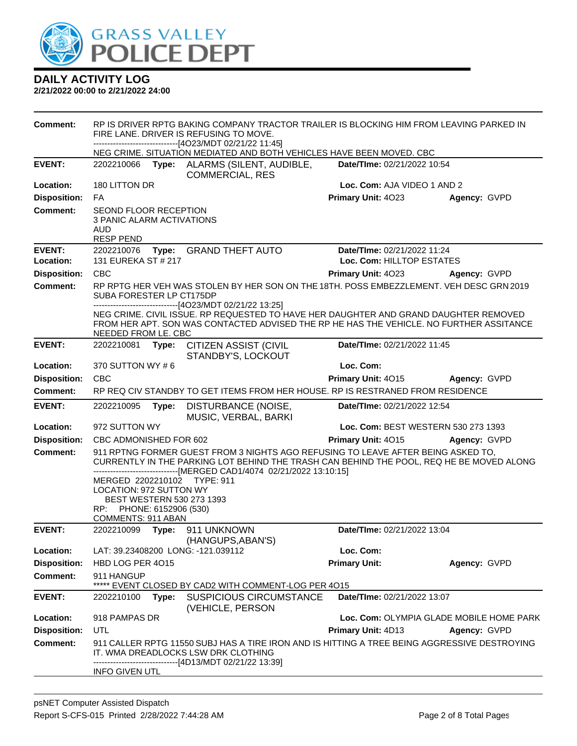**DAILY ACTIVITY LOG**
**2/21/2022 00:00 to 2/21/2022 24:00**

| | | | |
|---|---|---|---|
| **Comment:** | RP IS DRIVER RPTG BAKING COMPANY TRACTOR TRAILER IS BLOCKING HIM FROM LEAVING PARKED IN FIRE LANE. DRIVER IS REFUSING TO MOVE.<br>------------------------------[4O23/MDT 02/21/22 11:45]<br>NEG CRIME. SITUATION MEDIATED AND BOTH VEHICLES HAVE BEEN MOVED. CBC | | |
| **EVENT:** | 2202210066 **Type:** ALARMS (SILENT, AUDIBLE, COMMERCIAL, RES | **Date/TIme:** 02/21/2022 10:54 | |
| **Location:** | 180 LITTON DR | **Loc. Com:** AJA VIDEO 1 AND 2 | |
| **Disposition:** | FA | **Primary Unit:** 4O23 | **Agency:** GVPD |
| **Comment:** | SEOND FLOOR RECEPTION<br>3 PANIC ALARM ACTIVATIONS<br>AUD<br>RESP PEND | | |
| **EVENT:** | 2202210076 **Type:** GRAND THEFT AUTO | **Date/TIme:** 02/21/2022 11:24 | |
| **Location:** | 131 EUREKA ST # 217 | **Loc. Com:** HILLTOP ESTATES | |
| **Disposition:** | CBC | **Primary Unit:** 4O23 | **Agency:** GVPD |
| **Comment:** | RP RPTG HER VEH WAS STOLEN BY HER SON ON THE 18TH. POSS EMBEZZLEMENT. VEH DESC GRN 2019 SUBA FORESTER LP CT175DP<br>------------------------------[4O23/MDT 02/21/22 13:25]<br>NEG CRIME. CIVIL ISSUE. RP REQUESTED TO HAVE HER DAUGHTER AND GRAND DAUGHTER REMOVED FROM HER APT. SON WAS CONTACTED ADVISED THE RP HE HAS THE VEHICLE. NO FURTHER ASSITANCE NEEDED FROM LE. CBC | | |
| **EVENT:** | 2202210081 **Type:** CITIZEN ASSIST (CIVIL STANDBY'S, LOCKOUT | **Date/TIme:** 02/21/2022 11:45 | |
| **Location:** | 370 SUTTON WY # 6 | **Loc. Com:** | |
| **Disposition:** | CBC | **Primary Unit:** 4O15 | **Agency:** GVPD |
| **Comment:** | RP REQ CIV STANDBY TO GET ITEMS FROM HER HOUSE. RP IS RESTRANED FROM RESIDENCE | | |
| **EVENT:** | 2202210095 **Type:** DISTURBANCE (NOISE, MUSIC, VERBAL, BARKI | **Date/TIme:** 02/21/2022 12:54 | |
| **Location:** | 972 SUTTON WY | **Loc. Com:** BEST WESTERN 530 273 1393 | |
| **Disposition:** | CBC ADMONISHED FOR 602 | **Primary Unit:** 4O15 | **Agency:** GVPD |
| **Comment:** | 911 RPTNG FORMER GUEST FROM 3 NIGHTS AGO REFUSING TO LEAVE AFTER BEING ASKED TO, CURRENTLY IN THE PARKING LOT BEHIND THE TRASH CAN BEHIND THE POOL, REQ HE BE MOVED ALONG<br>------------------------------[MERGED CAD1/4074 02/21/2022 13:10:15]<br>MERGED 2202210102 TYPE: 911<br>LOCATION: 972 SUTTON WY<br>BEST WESTERN 530 273 1393<br>RP: PHONE: 6152906 (530)<br>COMMENTS: 911 ABAN | | |
| **EVENT:** | 2202210099 **Type:** 911 UNKNOWN (HANGUPS,ABAN'S) | **Date/TIme:** 02/21/2022 13:04 | |
| **Location:** | LAT: 39.23408200 LONG: -121.039112 | **Loc. Com:** | |
| **Disposition:** | HBD LOG PER 4O15 | **Primary Unit:** | **Agency:** GVPD |
| **Comment:** | 911 HANGUP<br>***** EVENT CLOSED BY CAD2 WITH COMMENT-LOG PER 4O15 | | |
| **EVENT:** | 2202210100 **Type:** SUSPICIOUS CIRCUMSTANCE (VEHICLE, PERSON | **Date/TIme:** 02/21/2022 13:07 | |
| **Location:** | 918 PAMPAS DR | **Loc. Com:** OLYMPIA GLADE MOBILE HOME PARK | |
| **Disposition:** | UTL | **Primary Unit:** 4D13 | **Agency:** GVPD |
| **Comment:** | 911 CALLER RPTG 11550 SUBJ HAS A TIRE IRON AND IS HITTING A TREE BEING AGGRESSIVE DESTROYING IT. WMA DREADLOCKS LSW DRK CLOTHING<br>------------------------------[4D13/MDT 02/21/22 13:39]<br>INFO GIVEN UTL | | |

psNET Computer Assisted Dispatch
Report S-CFS-015 Printed 2/28/2022 7:44:28 AM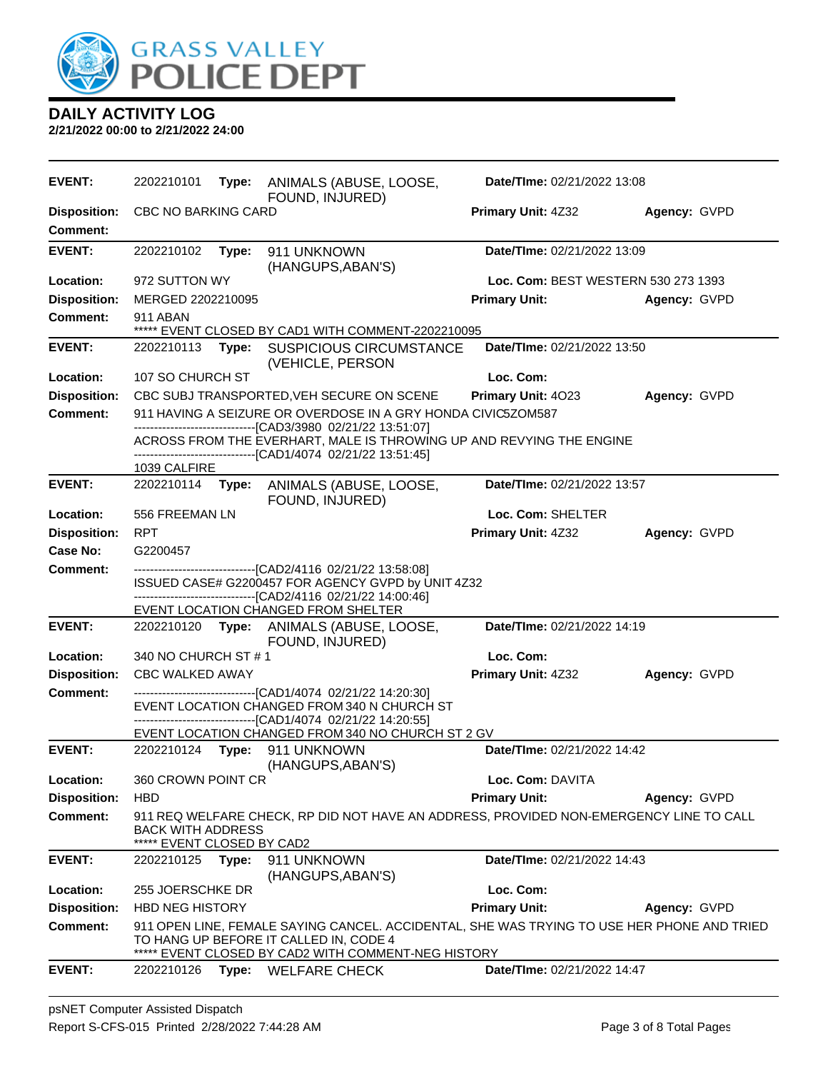# DAILY ACTIVITY LOG

**2/21/2022 00:00 to 2/21/2022 24:00**

---

**EVENT:** 2202210101 **Type:** ANIMALS (ABUSE, LOOSE, FOUND, INJURED) **Date/TIme:** 02/21/2022 13:08
**Disposition:** CBC NO BARKING CARD **Primary Unit:** 4Z32 **Agency:** GVPD
**Comment:**

---

**EVENT:** 2202210102 **Type:** 911 UNKNOWN (HANGUPS,ABAN'S) **Date/TIme:** 02/21/2022 13:09
**Location:** 972 SUTTON WY **Loc. Com:** BEST WESTERN 530 273 1393
**Disposition:** MERGED 2202210095 **Primary Unit:** **Agency:** GVPD
**Comment:** 911 ABAN
***** EVENT CLOSED BY CAD1 WITH COMMENT-2202210095

---

**EVENT:** 2202210113 **Type:** SUSPICIOUS CIRCUMSTANCE (VEHICLE, PERSON **Date/TIme:** 02/21/2022 13:50
**Location:** 107 SO CHURCH ST **Loc. Com:**
**Disposition:** CBC SUBJ TRANSPORTED,VEH SECURE ON SCENE **Primary Unit:** 4O23 **Agency:** GVPD
**Comment:** 911 HAVING A SEIZURE OR OVERDOSE IN A GRY HONDA CIVIC5ZOM587
-------------------------------[CAD3/3980 02/21/22 13:51:07]
ACROSS FROM THE EVERHART, MALE IS THROWING UP AND REVYING THE ENGINE
-------------------------------[CAD1/4074 02/21/22 13:51:45]
1039 CALFIRE

---

**EVENT:** 2202210114 **Type:** ANIMALS (ABUSE, LOOSE, FOUND, INJURED) **Date/TIme:** 02/21/2022 13:57
**Location:** 556 FREEMAN LN **Loc. Com:** SHELTER
**Disposition:** RPT **Primary Unit:** 4Z32 **Agency:** GVPD
**Case No:** G2200457
**Comment:** -------------------------------[CAD2/4116 02/21/22 13:58:08]
ISSUED CASE# G2200457 FOR AGENCY GVPD by UNIT 4Z32
-------------------------------[CAD2/4116 02/21/22 14:00:46]
EVENT LOCATION CHANGED FROM SHELTER

---

**EVENT:** 2202210120 **Type:** ANIMALS (ABUSE, LOOSE, FOUND, INJURED) **Date/TIme:** 02/21/2022 14:19
**Location:** 340 NO CHURCH ST # 1 **Loc. Com:**
**Disposition:** CBC WALKED AWAY **Primary Unit:** 4Z32 **Agency:** GVPD
**Comment:** -------------------------------[CAD1/4074 02/21/22 14:20:30]
EVENT LOCATION CHANGED FROM 340 N CHURCH ST
-------------------------------[CAD1/4074 02/21/22 14:20:55]
EVENT LOCATION CHANGED FROM 340 NO CHURCH ST 2 GV

---

**EVENT:** 2202210124 **Type:** 911 UNKNOWN (HANGUPS,ABAN'S) **Date/TIme:** 02/21/2022 14:42
**Location:** 360 CROWN POINT CR **Loc. Com:** DAVITA
**Disposition:** HBD **Primary Unit:** **Agency:** GVPD
**Comment:** 911 REQ WELFARE CHECK, RP DID NOT HAVE AN ADDRESS, PROVIDED NON-EMERGENCY LINE TO CALL BACK WITH ADDRESS
***** EVENT CLOSED BY CAD2

---

**EVENT:** 2202210125 **Type:** 911 UNKNOWN (HANGUPS,ABAN'S) **Date/TIme:** 02/21/2022 14:43
**Location:** 255 JOERSCHKE DR **Loc. Com:**
**Disposition:** HBD NEG HISTORY **Primary Unit:** **Agency:** GVPD
**Comment:** 911 OPEN LINE, FEMALE SAYING CANCEL. ACCIDENTAL, SHE WAS TRYING TO USE HER PHONE AND TRIED TO HANG UP BEFORE IT CALLED IN, CODE 4
***** EVENT CLOSED BY CAD2 WITH COMMENT-NEG HISTORY

---

**EVENT:** 2202210126 **Type:** WELFARE CHECK **Date/TIme:** 02/21/2022 14:47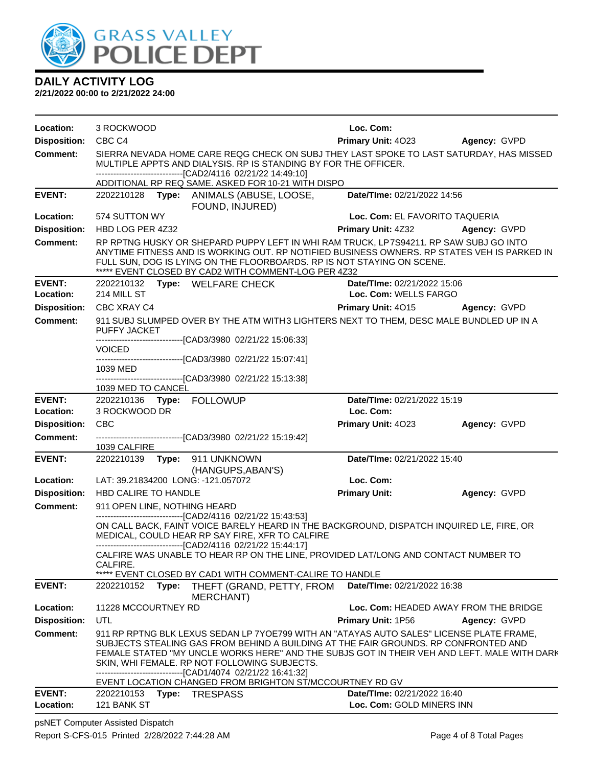# DAILY ACTIVITY LOG

**2/21/2022 00:00 to 2/21/2022 24:00**

**Location:** 3 ROCKWOOD | **Loc. Com:**
**Disposition:** CBC C4 | **Primary Unit:** 4O23 | **Agency:** GVPD
**Comment:** SIERRA NEVADA HOME CARE REQG CHECK ON SUBJ THEY LAST SPOKE TO LAST SATURDAY, HAS MISSED MULTIPLE APPTS AND DIALYSIS. RP IS STANDING BY FOR THE OFFICER.
------------------------------[CAD2/4116 02/21/22 14:49:10]
ADDITIONAL RP REQ SAME. ASKED FOR 10-21 WITH DISPO

---

**EVENT:** 2202210128 **Type:** ANIMALS (ABUSE, LOOSE, FOUND, INJURED) | **Date/TIme:** 02/21/2022 14:56
**Location:** 574 SUTTON WY | **Loc. Com:** EL FAVORITO TAQUERIA
**Disposition:** HBD LOG PER 4Z32 | **Primary Unit:** 4Z32 | **Agency:** GVPD
**Comment:** RP RPTNG HUSKY OR SHEPARD PUPPY LEFT IN WHI RAM TRUCK, LP7S94211. RP SAW SUBJ GO INTO ANYTIME FITNESS AND IS WORKING OUT. RP NOTIFIED BUSINESS OWNERS. RP STATES VEH IS PARKED IN FULL SUN, DOG IS LYING ON THE FLOORBOARDS. RP IS NOT STAYING ON SCENE.
***** EVENT CLOSED BY CAD2 WITH COMMENT-LOG PER 4Z32

---

**EVENT:** 2202210132 **Type:** WELFARE CHECK | **Date/TIme:** 02/21/2022 15:06
**Location:** 214 MILL ST | **Loc. Com:** WELLS FARGO
**Disposition:** CBC XRAY C4 | **Primary Unit:** 4O15 | **Agency:** GVPD
**Comment:** 911 SUBJ SLUMPED OVER BY THE ATM WITH3 LIGHTERS NEXT TO THEM, DESC MALE BUNDLED UP IN A PUFFY JACKET
------------------------------[CAD3/3980 02/21/22 15:06:33]
VOICED
------------------------------[CAD3/3980 02/21/22 15:07:41]
1039 MED
------------------------------[CAD3/3980 02/21/22 15:13:38]
1039 MED TO CANCEL

---

**EVENT:** 2202210136 **Type:** FOLLOWUP | **Date/TIme:** 02/21/2022 15:19
**Location:** 3 ROCKWOOD DR | **Loc. Com:**
**Disposition:** CBC | **Primary Unit:** 4O23 | **Agency:** GVPD
**Comment:** ------------------------------[CAD3/3980 02/21/22 15:19:42]
1039 CALFIRE

---

**EVENT:** 2202210139 **Type:** 911 UNKNOWN (HANGUPS,ABAN'S) | **Date/TIme:** 02/21/2022 15:40
**Location:** LAT: 39.21834200 LONG: -121.057072 | **Loc. Com:**
**Disposition:** HBD CALIRE TO HANDLE | **Primary Unit:** | **Agency:** GVPD
**Comment:** 911 OPEN LINE, NOTHING HEARD
------------------------------[CAD2/4116 02/21/22 15:43:53]
ON CALL BACK, FAINT VOICE BARELY HEARD IN THE BACKGROUND, DISPATCH INQUIRED LE, FIRE, OR MEDICAL, COULD HEAR RP SAY FIRE, XFR TO CALFIRE
------------------------------[CAD2/4116 02/21/22 15:44:17]
CALFIRE WAS UNABLE TO HEAR RP ON THE LINE, PROVIDED LAT/LONG AND CONTACT NUMBER TO CALFIRE.
***** EVENT CLOSED BY CAD1 WITH COMMENT-CALIRE TO HANDLE

---

**EVENT:** 2202210152 **Type:** THEFT (GRAND, PETTY, FROM MERCHANT) | **Date/TIme:** 02/21/2022 16:38
**Location:** 11228 MCCOURTNEY RD | **Loc. Com:** HEADED AWAY FROM THE BRIDGE
**Disposition:** UTL | **Primary Unit:** 1P56 | **Agency:** GVPD
**Comment:** 911 RP RPTNG BLK LEXUS SEDAN LP 7YOE799 WITH AN "ATAYAS AUTO SALES" LICENSE PLATE FRAME, SUBJECTS STEALING GAS FROM BEHIND A BUILDING AT THE FAIR GROUNDS. RP CONFRONTED AND FEMALE STATED "MY UNCLE WORKS HERE" AND THE SUBJS GOT IN THEIR VEH AND LEFT. MALE WITH DARK SKIN, WHI FEMALE. RP NOT FOLLOWING SUBJECTS.
------------------------------[CAD1/4074 02/21/22 16:41:32]
EVENT LOCATION CHANGED FROM BRIGHTON ST/MCCOURTNEY RD GV

---

**EVENT:** 2202210153 **Type:** TRESPASS | **Date/TIme:** 02/21/2022 16:40
**Location:** 121 BANK ST | **Loc. Com:** GOLD MINERS INN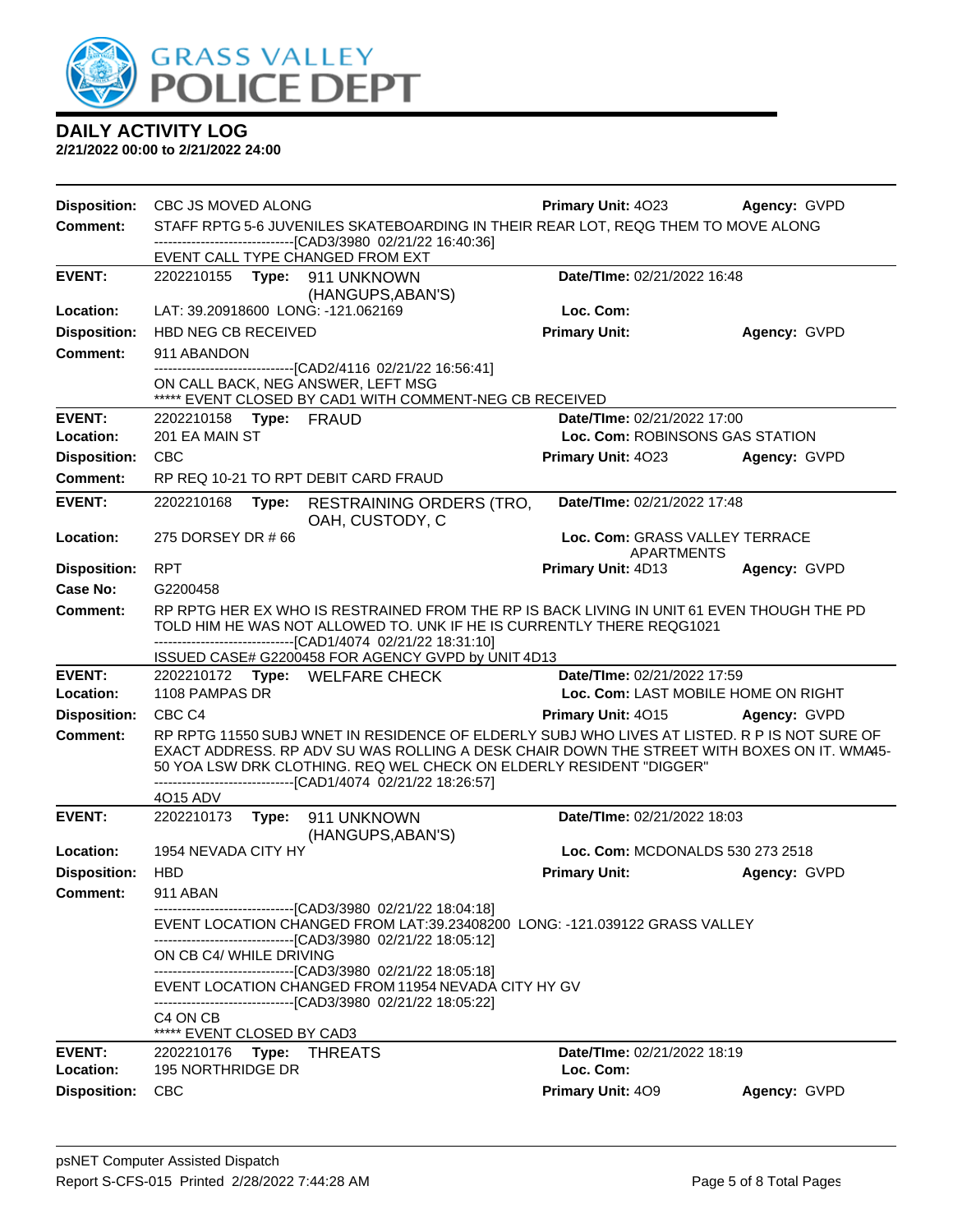# GRASS VALLEY POLICE DEPT

## DAILY ACTIVITY LOG

**2/21/2022 00:00 to 2/21/2022 24:00**

**Disposition:** CBC JS MOVED ALONG **Primary Unit:** 4O23 **Agency:** GVPD
**Comment:** STAFF RPTG 5-6 JUVENILES SKATEBOARDING IN THEIR REAR LOT, REQG THEM TO MOVE ALONG
------------------------------[CAD3/3980 02/21/22 16:40:36]
EVENT CALL TYPE CHANGED FROM EXT

---

**EVENT:** 2202210155 **Type:** 911 UNKNOWN (HANGUPS,ABAN'S) **Date/TIme:** 02/21/2022 16:48
**Location:** LAT: 39.20918600 LONG: -121.062169 **Loc. Com:**
**Disposition:** HBD NEG CB RECEIVED **Primary Unit:** **Agency:** GVPD
**Comment:** 911 ABANDON
------------------------------[CAD2/4116 02/21/22 16:56:41]
ON CALL BACK, NEG ANSWER, LEFT MSG
***** EVENT CLOSED BY CAD1 WITH COMMENT-NEG CB RECEIVED

---

**EVENT:** 2202210158 **Type:** FRAUD **Date/TIme:** 02/21/2022 17:00
**Location:** 201 EA MAIN ST **Loc. Com:** ROBINSONS GAS STATION
**Disposition:** CBC **Primary Unit:** 4O23 **Agency:** GVPD
**Comment:** RP REQ 10-21 TO RPT DEBIT CARD FRAUD

---

**EVENT:** 2202210168 **Type:** RESTRAINING ORDERS (TRO, OAH, CUSTODY, C **Date/TIme:** 02/21/2022 17:48
**Location:** 275 DORSEY DR # 66 **Loc. Com:** GRASS VALLEY TERRACE APARTMENTS
**Disposition:** RPT **Primary Unit:** 4D13 **Agency:** GVPD
**Case No:** G2200458
**Comment:** RP RPTG HER EX WHO IS RESTRAINED FROM THE RP IS BACK LIVING IN UNIT 61 EVEN THOUGH THE PD TOLD HIM HE WAS NOT ALLOWED TO. UNK IF HE IS CURRENTLY THERE REQG1021
------------------------------[CAD1/4074 02/21/22 18:31:10]
ISSUED CASE# G2200458 FOR AGENCY GVPD by UNIT 4D13

---

**EVENT:** 2202210172 **Type:** WELFARE CHECK **Date/TIme:** 02/21/2022 17:59
**Location:** 1108 PAMPAS DR **Loc. Com:** LAST MOBILE HOME ON RIGHT
**Disposition:** CBC C4 **Primary Unit:** 4O15 **Agency:** GVPD
**Comment:** RP RPTG 11550 SUBJ WNET IN RESIDENCE OF ELDERLY SUBJ WHO LIVES AT LISTED. R P IS NOT SURE OF EXACT ADDRESS. RP ADV SU WAS ROLLING A DESK CHAIR DOWN THE STREET WITH BOXES ON IT. WMA45-50 YOA LSW DRK CLOTHING. REQ WEL CHECK ON ELDERLY RESIDENT "DIGGER"
------------------------------[CAD1/4074 02/21/22 18:26:57]
4O15 ADV

---

**EVENT:** 2202210173 **Type:** 911 UNKNOWN (HANGUPS,ABAN'S) **Date/TIme:** 02/21/2022 18:03
**Location:** 1954 NEVADA CITY HY **Loc. Com:** MCDONALDS 530 273 2518
**Disposition:** HBD **Primary Unit:** **Agency:** GVPD
**Comment:** 911 ABAN
------------------------------[CAD3/3980 02/21/22 18:04:18]
EVENT LOCATION CHANGED FROM LAT:39.23408200 LONG: -121.039122 GRASS VALLEY
------------------------------[CAD3/3980 02/21/22 18:05:12]
ON CB C4/ WHILE DRIVING
------------------------------[CAD3/3980 02/21/22 18:05:18]
EVENT LOCATION CHANGED FROM 11954 NEVADA CITY HY GV
------------------------------[CAD3/3980 02/21/22 18:05:22]
C4 ON CB
***** EVENT CLOSED BY CAD3

---

**EVENT:** 2202210176 **Type:** THREATS **Date/TIme:** 02/21/2022 18:19
**Location:** 195 NORTHRIDGE DR **Loc. Com:**
**Disposition:** CBC **Primary Unit:** 4O9 **Agency:** GVPD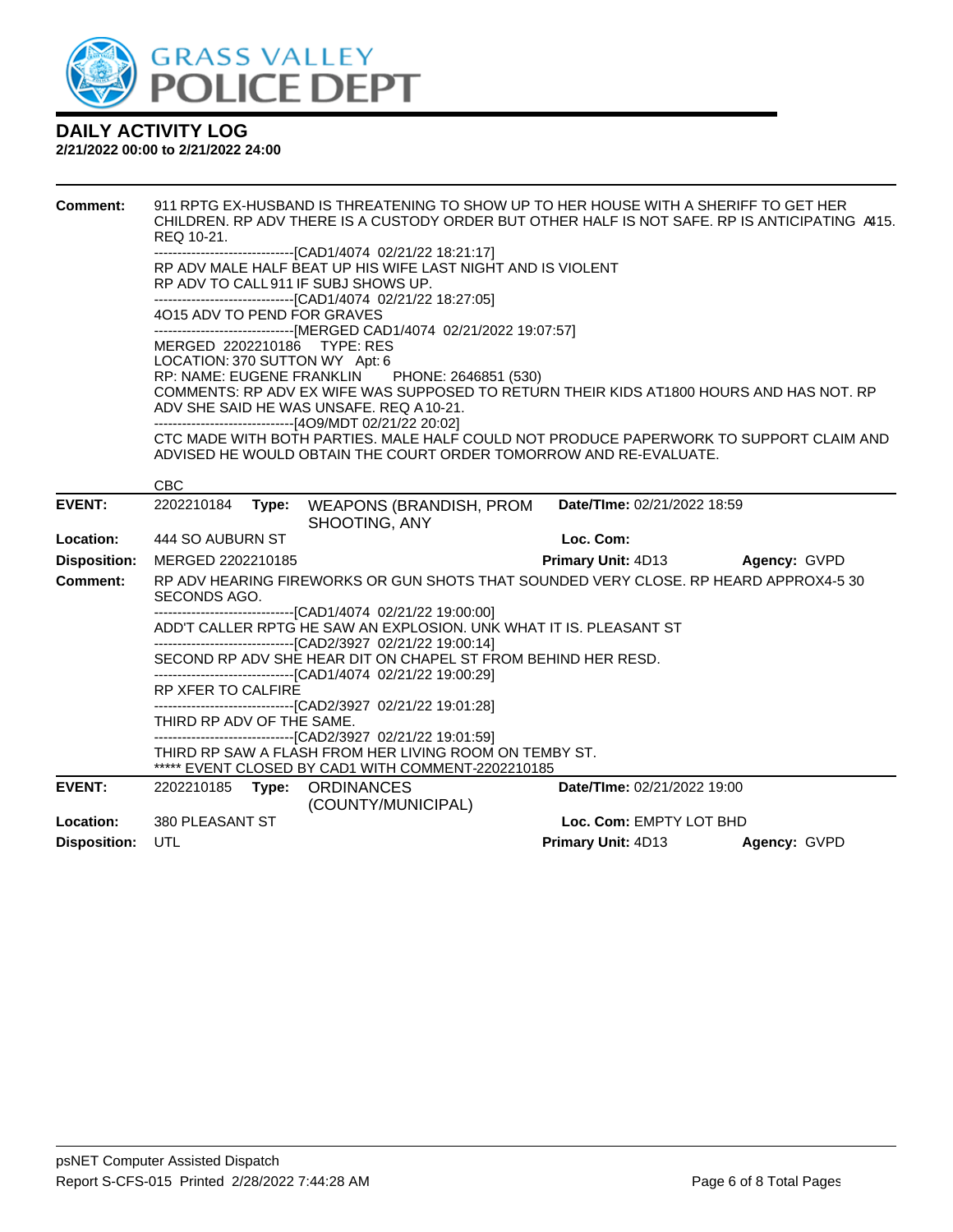# DAILY ACTIVITY LOG

**2/21/2022 00:00 to 2/21/2022 24:00**

**Comment:** 911 RPTG EX-HUSBAND IS THREATENING TO SHOW UP TO HER HOUSE WITH A SHERIFF TO GET HER CHILDREN. RP ADV THERE IS A CUSTODY ORDER BUT OTHER HALF IS NOT SAFE. RP IS ANTICIPATING A415. REQ 10-21.

-------------------------------[CAD1/4074 02/21/22 18:21:17]

RP ADV MALE HALF BEAT UP HIS WIFE LAST NIGHT AND IS VIOLENT

RP ADV TO CALL 911 IF SUBJ SHOWS UP.

-------------------------------[CAD1/4074 02/21/22 18:27:05]

4O15 ADV TO PEND FOR GRAVES

-------------------------------[MERGED CAD1/4074 02/21/2022 19:07:57]

MERGED 2202210186 TYPE: RES

LOCATION: 370 SUTTON WY Apt: 6

RP: NAME: EUGENE FRANKLIN PHONE: 2646851 (530)

COMMENTS: RP ADV EX WIFE WAS SUPPOSED TO RETURN THEIR KIDS AT1800 HOURS AND HAS NOT. RP ADV SHE SAID HE WAS UNSAFE. REQ A 10-21.

-------------------------------[4O9/MDT 02/21/22 20:02]

CTC MADE WITH BOTH PARTIES. MALE HALF COULD NOT PRODUCE PAPERWORK TO SUPPORT CLAIM AND ADVISED HE WOULD OBTAIN THE COURT ORDER TOMORROW AND RE-EVALUATE.

CBC

---

**EVENT:** 2202210184 **Type:** WEAPONS (BRANDISH, PROM SHOOTING, ANY **Date/TIme:** 02/21/2022 18:59

**Location:** 444 SO AUBURN ST **Loc. Com:**

**Disposition:** MERGED 2202210185 **Primary Unit:** 4D13 **Agency:** GVPD

**Comment:** RP ADV HEARING FIREWORKS OR GUN SHOTS THAT SOUNDED VERY CLOSE. RP HEARD APPROX4-5 30 SECONDS AGO.

-------------------------------[CAD1/4074 02/21/22 19:00:00]

ADD'T CALLER RPTG HE SAW AN EXPLOSION. UNK WHAT IT IS. PLEASANT ST

-------------------------------[CAD2/3927 02/21/22 19:00:14]

SECOND RP ADV SHE HEAR DIT ON CHAPEL ST FROM BEHIND HER RESD.

-------------------------------[CAD1/4074 02/21/22 19:00:29]

RP XFER TO CALFIRE

-------------------------------[CAD2/3927 02/21/22 19:01:28]

THIRD RP ADV OF THE SAME.

-------------------------------[CAD2/3927 02/21/22 19:01:59]

THIRD RP SAW A FLASH FROM HER LIVING ROOM ON TEMBY ST.

***** EVENT CLOSED BY CAD1 WITH COMMENT-2202210185

---

**EVENT:** 2202210185 **Type:** ORDINANCES (COUNTY/MUNICIPAL) **Date/TIme:** 02/21/2022 19:00

**Location:** 380 PLEASANT ST **Loc. Com:** EMPTY LOT BHD

**Disposition:** UTL **Primary Unit:** 4D13 **Agency:** GVPD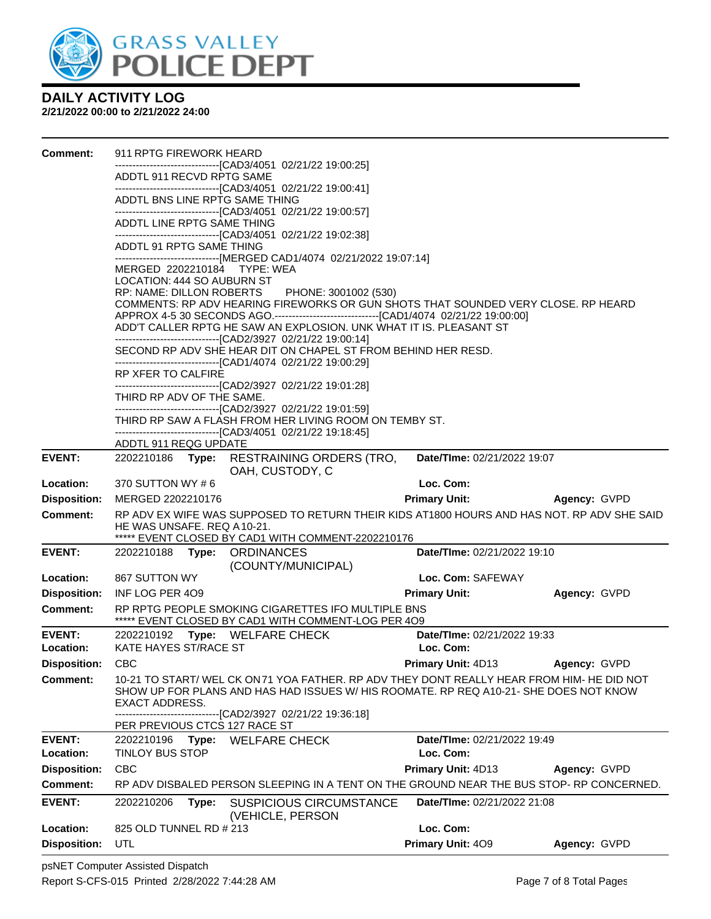# DAILY ACTIVITY LOG

**2/21/2022 00:00 to 2/21/2022 24:00**

**Comment:** 911 RPTG FIREWORK HEARD
------------------------------[CAD3/4051 02/21/22 19:00:25]
ADDTL 911 RECVD RPTG SAME
------------------------------[CAD3/4051 02/21/22 19:00:41]
ADDTL BNS LINE RPTG SAME THING
------------------------------[CAD3/4051 02/21/22 19:00:57]
ADDTL LINE RPTG SAME THING
------------------------------[CAD3/4051 02/21/22 19:02:38]
ADDTL 91 RPTG SAME THING
------------------------------[MERGED CAD1/4074 02/21/2022 19:07:14]
MERGED 2202210184 TYPE: WEA
LOCATION: 444 SO AUBURN ST
RP: NAME: DILLON ROBERTS PHONE: 3001002 (530)
COMMENTS: RP ADV HEARING FIREWORKS OR GUN SHOTS THAT SOUNDED VERY CLOSE. RP HEARD APPROX 4-5 30 SECONDS AGO.------------------------------[CAD1/4074 02/21/22 19:00:00]
ADD'T CALLER RPTG HE SAW AN EXPLOSION. UNK WHAT IT IS. PLEASANT ST
------------------------------[CAD2/3927 02/21/22 19:00:14]
SECOND RP ADV SHE HEAR DIT ON CHAPEL ST FROM BEHIND HER RESD.
------------------------------[CAD1/4074 02/21/22 19:00:29]
RP XFER TO CALFIRE
------------------------------[CAD2/3927 02/21/22 19:01:28]
THIRD RP ADV OF THE SAME.
------------------------------[CAD2/3927 02/21/22 19:01:59]
THIRD RP SAW A FLASH FROM HER LIVING ROOM ON TEMBY ST.
------------------------------[CAD3/4051 02/21/22 19:18:45]
ADDTL 911 REQG UPDATE

---

**EVENT:** 2202210186 **Type:** RESTRAINING ORDERS (TRO, OAH, CUSTODY, C **Date/TIme:** 02/21/2022 19:07
**Location:** 370 SUTTON WY # 6 **Loc. Com:**
**Disposition:** MERGED 2202210176 **Primary Unit:** **Agency:** GVPD
**Comment:** RP ADV EX WIFE WAS SUPPOSED TO RETURN THEIR KIDS AT1800 HOURS AND HAS NOT. RP ADV SHE SAID HE WAS UNSAFE. REQ A10-21.
***** EVENT CLOSED BY CAD1 WITH COMMENT-2202210176

---

**EVENT:** 2202210188 **Type:** ORDINANCES (COUNTY/MUNICIPAL) **Date/TIme:** 02/21/2022 19:10
**Location:** 867 SUTTON WY **Loc. Com:** SAFEWAY
**Disposition:** INF LOG PER 4O9 **Primary Unit:** **Agency:** GVPD
**Comment:** RP RPTG PEOPLE SMOKING CIGARETTES IFO MULTIPLE BNS
***** EVENT CLOSED BY CAD1 WITH COMMENT-LOG PER 4O9

---

**EVENT:** 2202210192 **Type:** WELFARE CHECK **Date/TIme:** 02/21/2022 19:33
**Location:** KATE HAYES ST/RACE ST **Loc. Com:**
**Disposition:** CBC **Primary Unit:** 4D13 **Agency:** GVPD
**Comment:** 10-21 TO START/ WEL CK ON 71 YOA FATHER. RP ADV THEY DONT REALLY HEAR FROM HIM- HE DID NOT SHOW UP FOR PLANS AND HAS HAD ISSUES W/ HIS ROOMATE. RP REQ A10-21- SHE DOES NOT KNOW EXACT ADDRESS.
------------------------------[CAD2/3927 02/21/22 19:36:18]
PER PREVIOUS CTCS 127 RACE ST

---

**EVENT:** 2202210196 **Type:** WELFARE CHECK **Date/TIme:** 02/21/2022 19:49
**Location:** TINLOY BUS STOP **Loc. Com:**
**Disposition:** CBC **Primary Unit:** 4D13 **Agency:** GVPD
**Comment:** RP ADV DISBALED PERSON SLEEPING IN A TENT ON THE GROUND NEAR THE BUS STOP- RP CONCERNED.

---

**EVENT:** 2202210206 **Type:** SUSPICIOUS CIRCUMSTANCE (VEHICLE, PERSON **Date/TIme:** 02/21/2022 21:08
**Location:** 825 OLD TUNNEL RD # 213 **Loc. Com:**
**Disposition:** UTL **Primary Unit:** 4O9 **Agency:** GVPD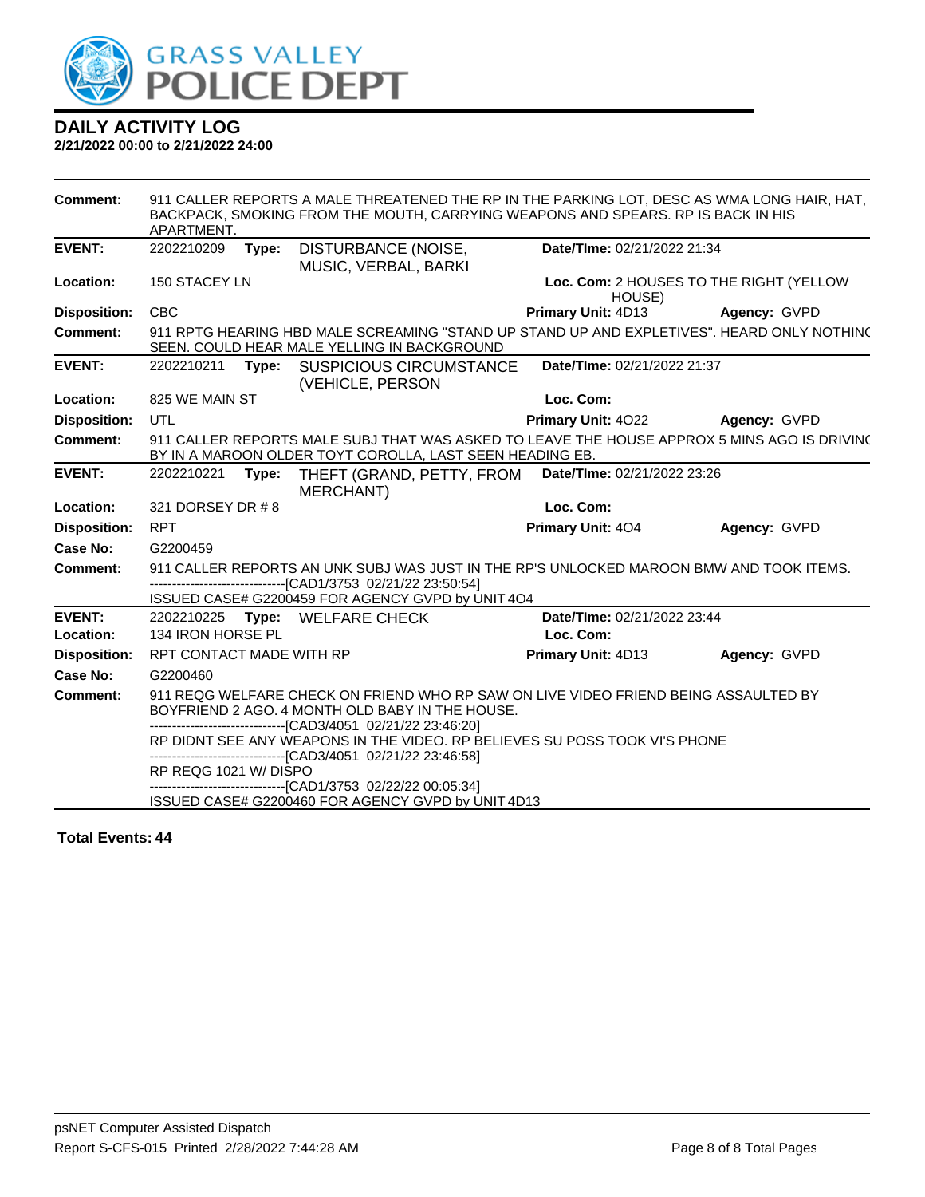# DAILY ACTIVITY LOG

**2/21/2022 00:00 to 2/21/2022 24:00**

| | | | | | |
|---|---|---|---|---|---|
| **Comment:** | 911 CALLER REPORTS A MALE THREATENED THE RP IN THE PARKING LOT, DESC AS WMA LONG HAIR, HAT, BACKPACK, SMOKING FROM THE MOUTH, CARRYING WEAPONS AND SPEARS. RP IS BACK IN HIS APARTMENT. | | | | |
| **EVENT:** | 2202210209 | **Type:** DISTURBANCE (NOISE, MUSIC, VERBAL, BARKI | | **Date/TIme:** 02/21/2022 21:34 | |
| **Location:** | 150 STACEY LN | | | **Loc. Com:** 2 HOUSES TO THE RIGHT (YELLOW HOUSE) | |
| **Disposition:** | CBC | | | **Primary Unit:** 4D13 | **Agency:** GVPD |
| **Comment:** | 911 RPTG HEARING HBD MALE SCREAMING "STAND UP STAND UP AND EXPLETIVES". HEARD ONLY NOTHING SEEN. COULD HEAR MALE YELLING IN BACKGROUND | | | | |
| **EVENT:** | 2202210211 | **Type:** SUSPICIOUS CIRCUMSTANCE (VEHICLE, PERSON | | **Date/TIme:** 02/21/2022 21:37 | |
| **Location:** | 825 WE MAIN ST | | | **Loc. Com:** | |
| **Disposition:** | UTL | | | **Primary Unit:** 4O22 | **Agency:** GVPD |
| **Comment:** | 911 CALLER REPORTS MALE SUBJ THAT WAS ASKED TO LEAVE THE HOUSE APPROX 5 MINS AGO IS DRIVING BY IN A MAROON OLDER TOYT COROLLA, LAST SEEN HEADING EB. | | | | |
| **EVENT:** | 2202210221 | **Type:** THEFT (GRAND, PETTY, FROM MERCHANT) | | **Date/TIme:** 02/21/2022 23:26 | |
| **Location:** | 321 DORSEY DR # 8 | | | **Loc. Com:** | |
| **Disposition:** | RPT | | | **Primary Unit:** 4O4 | **Agency:** GVPD |
| **Case No:** | G2200459 | | | | |
| **Comment:** | 911 CALLER REPORTS AN UNK SUBJ WAS JUST IN THE RP'S UNLOCKED MAROON BMW AND TOOK ITEMS.<br>------------------------------[CAD1/3753 02/21/22 23:50:54]<br>ISSUED CASE# G2200459 FOR AGENCY GVPD by UNIT 4O4 | | | | |
| **EVENT:** | 2202210225 | **Type:** WELFARE CHECK | | **Date/TIme:** 02/21/2022 23:44 | |
| **Location:** | 134 IRON HORSE PL | | | **Loc. Com:** | |
| **Disposition:** | RPT CONTACT MADE WITH RP | | | **Primary Unit:** 4D13 | **Agency:** GVPD |
| **Case No:** | G2200460 | | | | |
| **Comment:** | 911 REQG WELFARE CHECK ON FRIEND WHO RP SAW ON LIVE VIDEO FRIEND BEING ASSAULTED BY BOYFRIEND 2 AGO. 4 MONTH OLD BABY IN THE HOUSE.<br>------------------------------[CAD3/4051 02/21/22 23:46:20]<br>RP DIDNT SEE ANY WEAPONS IN THE VIDEO. RP BELIEVES SU POSS TOOK VI'S PHONE<br>------------------------------[CAD3/4051 02/21/22 23:46:58]<br>RP REQG 1021 W/ DISPO<br>------------------------------[CAD1/3753 02/22/22 00:05:34]<br>ISSUED CASE# G2200460 FOR AGENCY GVPD by UNIT 4D13 | | | | |

**Total Events: 44**

psNET Computer Assisted Dispatch
Report S-CFS-015 Printed 2/28/2022 7:44:28 AM